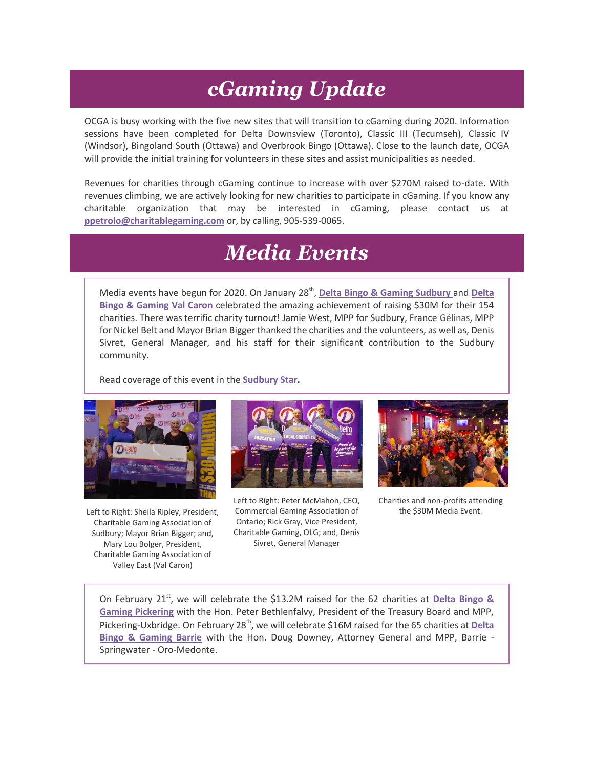# cGaming Update

OCGA is busy working with the five new sites that will transition to cGaming during 2020. Information sessions have been completed for Delta Downsview (Toronto), Classic III (Tecumseh), Classic IV (Windsor), Bingoland South (Ottawa) and Overbrook Bingo (Ottawa). Close to the launch date, OCGA will provide the initial training for volunteers in these sites and assist municipalities as needed.

Revenues for charities through cGaming continue to increase with over $270M raised to-date. With revenues climbing, we are actively looking for new charities to participate in cGaming. If you know any charitable organization that may be interested in cGaming, please contact us at **ppetrolo@charitablegaming.com** or, by calling, 905-539-0065.

# Media Events

Media events have begun for 2020. On January 28th, **Delta Bingo & Gaming Sudbury** and **Delta Bingo & Gaming Val Caron** celebrated the amazing achievement of raising $30M for their 154 charities. There was terrific charity turnout! Jamie West, MPP for Sudbury, France Gélinas, MPP for Nickel Belt and Mayor Brian Bigger thanked the charities and the volunteers, as well as, Denis Sivret, General Manager, and his staff for their significant contribution to the Sudbury community.

Read coverage of this event in the **Sudbury Star**.

Left to Right: Sheila Ripley, President, Charitable Gaming Association of Sudbury; Mayor Brian Bigger; and, Mary Lou Bolger, President, Charitable Gaming Association of Valley East (Val Caron)

Left to Right: Peter McMahon, CEO, Commercial Gaming Association of Ontario; Rick Gray, Vice President, Charitable Gaming, OLG; and, Denis Sivret, General Manager

Charities and non-profits attending the $30M Media Event.

On February 21st, we will celebrate the $13.2M raised for the 62 charities at **Delta Bingo & Gaming Pickering** with the Hon. Peter Bethlenfalvy, President of the Treasury Board and MPP, Pickering-Uxbridge. On February 28th, we will celebrate $16M raised for the 65 charities at **Delta Bingo & Gaming Barrie** with the Hon. Doug Downey, Attorney General and MPP, Barrie - Springwater - Oro-Medonte.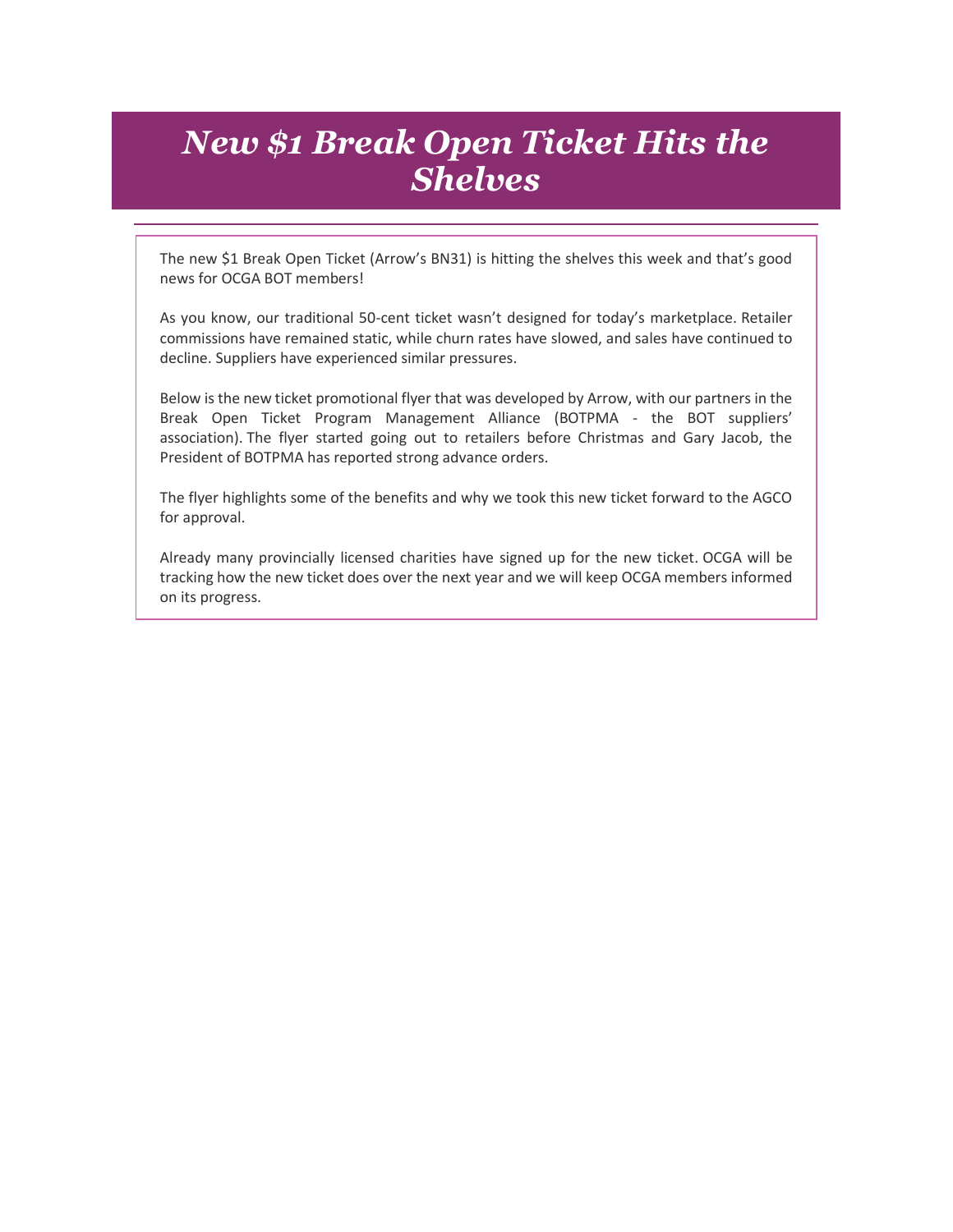# *New $1 Break Open Ticket Hits the Shelves*

The new $1 Break Open Ticket (Arrow's BN31) is hitting the shelves this week and that's good news for OCGA BOT members!

As you know, our traditional 50-cent ticket wasn't designed for today's marketplace. Retailer commissions have remained static, while churn rates have slowed, and sales have continued to decline. Suppliers have experienced similar pressures.

Below is the new ticket promotional flyer that was developed by Arrow, with our partners in the Break Open Ticket Program Management Alliance (BOTPMA - the BOT suppliers' association). The flyer started going out to retailers before Christmas and Gary Jacob, the President of BOTPMA has reported strong advance orders.

The flyer highlights some of the benefits and why we took this new ticket forward to the AGCO for approval.

Already many provincially licensed charities have signed up for the new ticket. OCGA will be tracking how the new ticket does over the next year and we will keep OCGA members informed on its progress.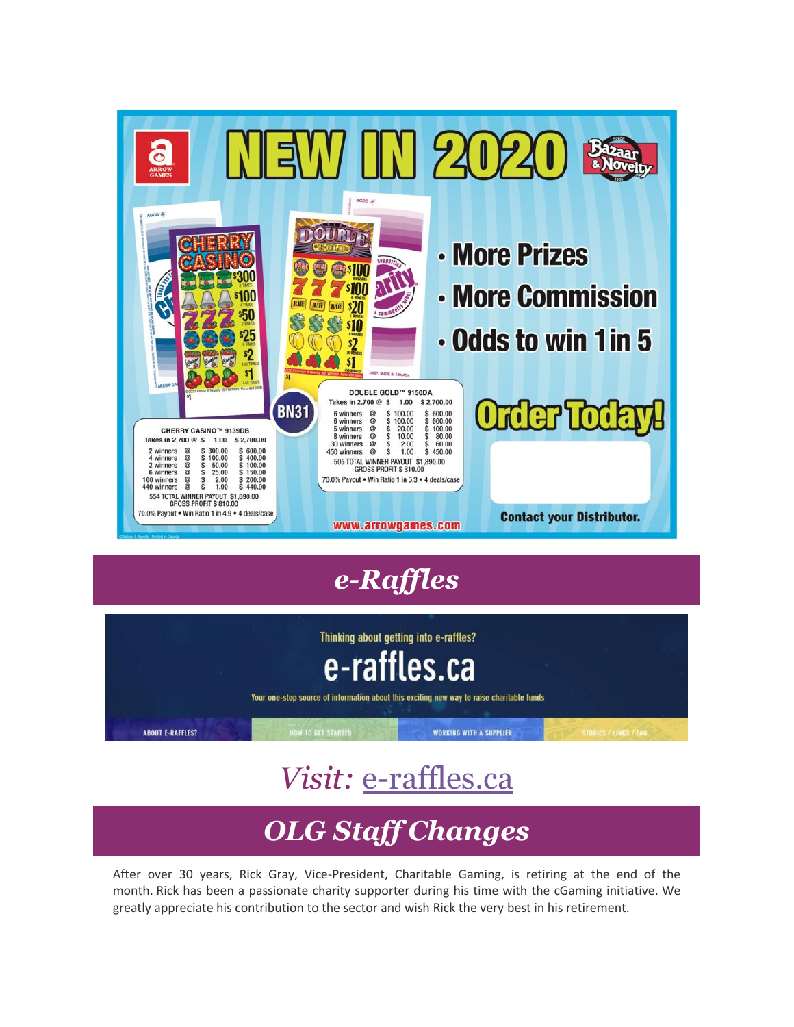# NEW IN 2020

- More Prizes
- More Commission
- Odds to win 1 in 5

**Order Today!**

**CHERRY CASINO™ 9139DB**

Takes in 2,700 @ $ 1.00 $ 2,700.00

| Winners | @ | Prize | Total |
|---|---|---|---|
| 2 winners | @ | $ 300.00 | $ 600.00 |
| 4 winners | @ | $ 100.00 | $ 400.00 |
| 2 winners | @ | $ 50.00 | $ 100.00 |
| 6 winners | @ | $ 25.00 | $ 150.00 |
| 100 winners | @ | $ 2.00 | $ 200.00 |
| 440 winners | @ | $ 1.00 | $ 440.00 |

554 TOTAL WINNER PAYOUT $1,890.00
GROSS PROFIT $ 810.00

70.0% Payout • Win Ratio 1 in 4.9 • 4 deals/case

**BN31**

**DOUBLE GOLD™ 9150DA**

Takes in 2,700 @ $ 1.00 $ 2,700.00

| Winners | @ | Prize | Total |
|---|---|---|---|
| 6 winners | @ | $ 100.00 | $ 600.00 |
| 6 winners | @ | $ 100.00 | $ 600.00 |
| 5 winners | @ | $ 20.00 | $ 100.00 |
| 8 winners | @ | $ 10.00 | $ 80.00 |
| 30 winners | @ | $ 2.00 | $ 60.00 |
| 450 winners | @ | $ 1.00 | $ 450.00 |

505 TOTAL WINNER PAYOUT $1,890.00
GROSS PROFIT $ 810.00

70.0% Payout • Win Ratio 1 in 5.3 • 4 deals/case

www.arrowgames.com

**Contact your Distributor.**

## *e-Raffles*

Thinking about getting into e-raffles?

**e-raffles.ca**

Your one-stop source of information about this exciting new way to raise charitable funds

ABOUT E-RAFFLES? | HOW TO GET STARTED | WORKING WITH A SUPPLIER | STORIES / LINKS / FAQ

## *Visit:* [e-raffles.ca](e-raffles.ca)

## *OLG Staff Changes*

After over 30 years, Rick Gray, Vice-President, Charitable Gaming, is retiring at the end of the month. Rick has been a passionate charity supporter during his time with the cGaming initiative. We greatly appreciate his contribution to the sector and wish Rick the very best in his retirement.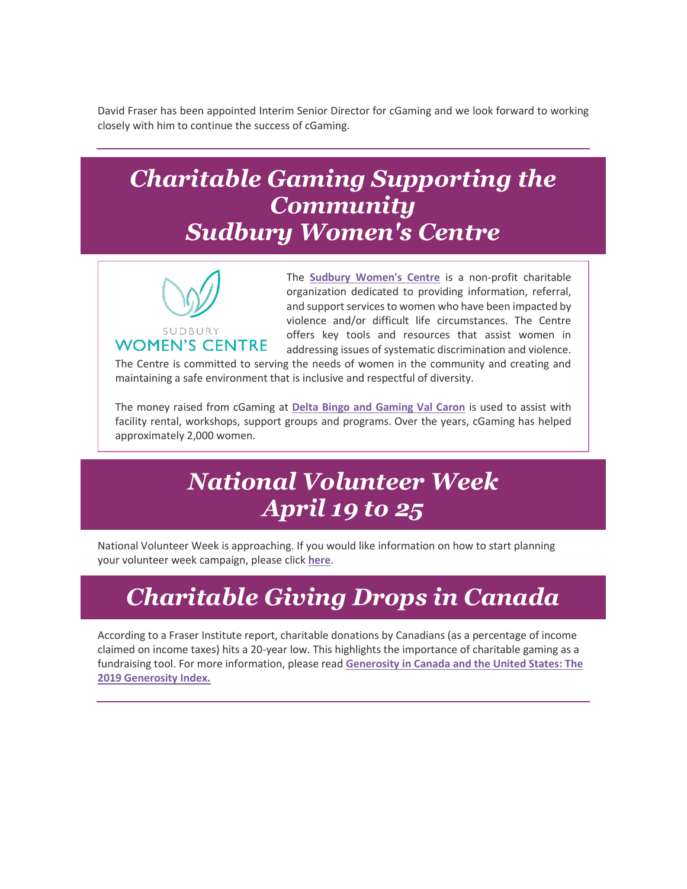David Fraser has been appointed Interim Senior Director for cGaming and we look forward to working closely with him to continue the success of cGaming.

---

# *Charitable Gaming Supporting the Community Sudbury Women's Centre*

SUDBURY WOMEN'S CENTRE

The **Sudbury Women's Centre** is a non-profit charitable organization dedicated to providing information, referral, and support services to women who have been impacted by violence and/or difficult life circumstances. The Centre offers key tools and resources that assist women in addressing issues of systematic discrimination and violence. The Centre is committed to serving the needs of women in the community and creating and maintaining a safe environment that is inclusive and respectful of diversity.

The money raised from cGaming at **Delta Bingo and Gaming Val Caron** is used to assist with facility rental, workshops, support groups and programs. Over the years, cGaming has helped approximately 2,000 women.

# *National Volunteer Week April 19 to 25*

National Volunteer Week is approaching. If you would like information on how to start planning your volunteer week campaign, please click **here**.

# *Charitable Giving Drops in Canada*

According to a Fraser Institute report, charitable donations by Canadians (as a percentage of income claimed on income taxes) hits a 20-year low. This highlights the importance of charitable gaming as a fundraising tool. For more information, please read **Generosity in Canada and the United States: The 2019 Generosity Index.**

---